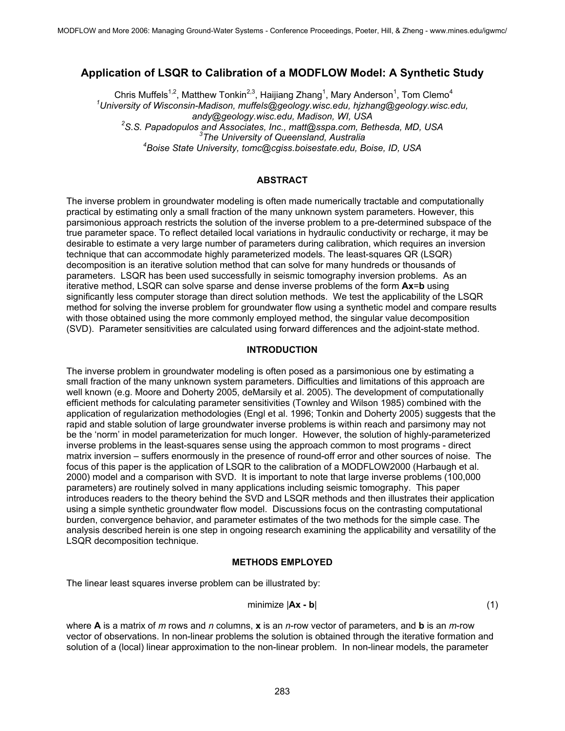# Application of LSQR to Calibration of a MODFLOW Model: A Synthetic Study

Chris Muffels[1,2], Matthew Tonkin[2,3], Haijiang Zhang[1], Mary Anderson[1], Tom Clemo[4]

[1]*University of Wisconsin-Madison, muffels@geology.wisc.edu, hjzhang@geology.wisc.edu, andy@geology.wisc.edu, Madison, WI, USA*

[2]*S.S. Papadopulos and Associates, Inc., matt@sspa.com, Bethesda, MD, USA*

[3]*The University of Queensland, Australia*

[4]*Boise State University, tomc@cgiss.boisestate.edu, Boise, ID, USA*

## ABSTRACT

The inverse problem in groundwater modeling is often made numerically tractable and computationally practical by estimating only a small fraction of the many unknown system parameters. However, this parsimonious approach restricts the solution of the inverse problem to a pre-determined subspace of the true parameter space. To reflect detailed local variations in hydraulic conductivity or recharge, it may be desirable to estimate a very large number of parameters during calibration, which requires an inversion technique that can accommodate highly parameterized models. The least-squares QR (LSQR) decomposition is an iterative solution method that can solve for many hundreds or thousands of parameters. LSQR has been used successfully in seismic tomography inversion problems. As an iterative method, LSQR can solve sparse and dense inverse problems of the form **Ax**=**b** using significantly less computer storage than direct solution methods. We test the applicability of the LSQR method for solving the inverse problem for groundwater flow using a synthetic model and compare results with those obtained using the more commonly employed method, the singular value decomposition (SVD). Parameter sensitivities are calculated using forward differences and the adjoint-state method.

## INTRODUCTION

The inverse problem in groundwater modeling is often posed as a parsimonious one by estimating a small fraction of the many unknown system parameters. Difficulties and limitations of this approach are well known (e.g. Moore and Doherty 2005, deMarsily et al. 2005). The development of computationally efficient methods for calculating parameter sensitivities (Townley and Wilson 1985) combined with the application of regularization methodologies (Engl et al. 1996; Tonkin and Doherty 2005) suggests that the rapid and stable solution of large groundwater inverse problems is within reach and parsimony may not be the 'norm' in model parameterization for much longer. However, the solution of highly-parameterized inverse problems in the least-squares sense using the approach common to most programs - direct matrix inversion – suffers enormously in the presence of round-off error and other sources of noise. The focus of this paper is the application of LSQR to the calibration of a MODFLOW2000 (Harbaugh et al. 2000) model and a comparison with SVD. It is important to note that large inverse problems (100,000 parameters) are routinely solved in many applications including seismic tomography. This paper introduces readers to the theory behind the SVD and LSQR methods and then illustrates their application using a simple synthetic groundwater flow model. Discussions focus on the contrasting computational burden, convergence behavior, and parameter estimates of the two methods for the simple case. The analysis described herein is one step in ongoing research examining the applicability and versatility of the LSQR decomposition technique.

## METHODS EMPLOYED

The linear least squares inverse problem can be illustrated by:

$$\text{minimize } |\mathbf{Ax} - \mathbf{b}| \tag{1}$$

where **A** is a matrix of *m* rows and *n* columns, **x** is an *n*-row vector of parameters, and **b** is an *m*-row vector of observations. In non-linear problems the solution is obtained through the iterative formation and solution of a (local) linear approximation to the non-linear problem. In non-linear models, the parameter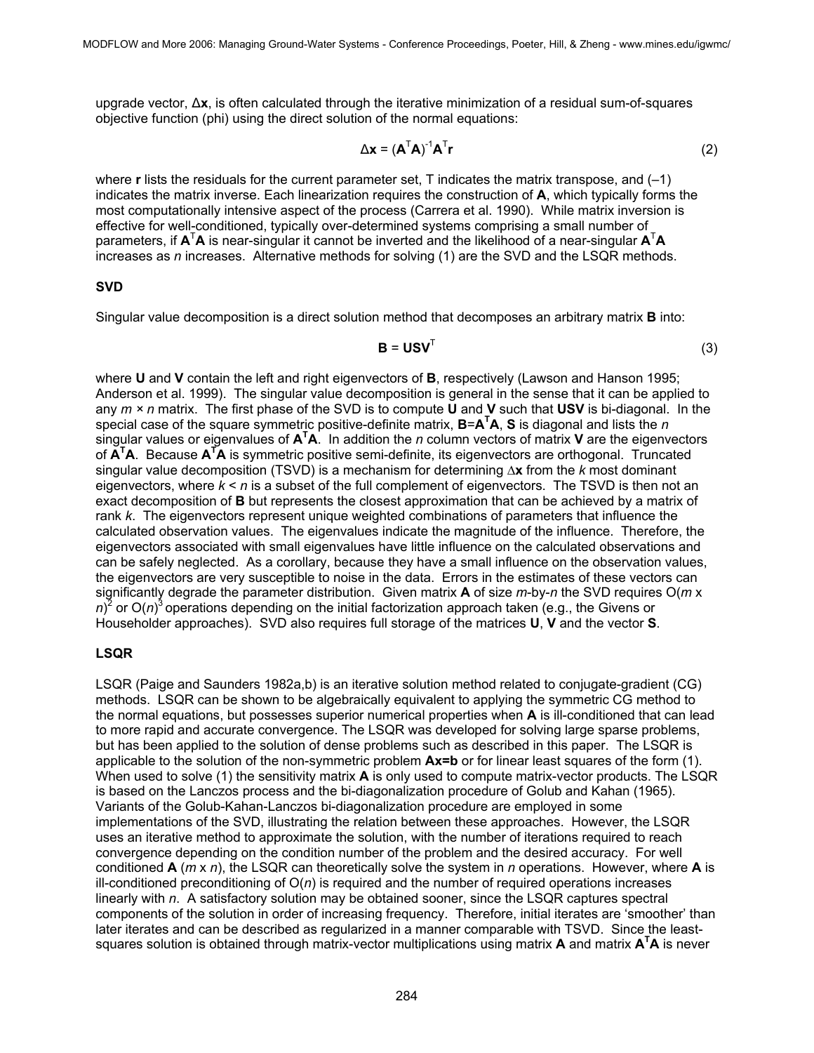upgrade vector, $\Delta\mathbf{x}$, is often calculated through the iterative minimization of a residual sum-of-squares objective function (phi) using the direct solution of the normal equations:

$$\Delta\mathbf{x} = (\mathbf{A}^{T}\mathbf{A})^{-1}\mathbf{A}^{T}\mathbf{r} \tag{2}$$

where **r** lists the residuals for the current parameter set, T indicates the matrix transpose, and (–1) indicates the matrix inverse. Each linearization requires the construction of **A**, which typically forms the most computationally intensive aspect of the process (Carrera et al. 1990). While matrix inversion is effective for well-conditioned, typically over-determined systems comprising a small number of parameters, if $\mathbf{A}^{T}\mathbf{A}$ is near-singular it cannot be inverted and the likelihood of a near-singular $\mathbf{A}^{T}\mathbf{A}$ increases as $n$ increases. Alternative methods for solving (1) are the SVD and the LSQR methods.

**SVD**

Singular value decomposition is a direct solution method that decomposes an arbitrary matrix **B** into:

$$\mathbf{B} = \mathbf{U}\mathbf{S}\mathbf{V}^{T} \tag{3}$$

where **U** and **V** contain the left and right eigenvectors of **B**, respectively (Lawson and Hanson 1995; Anderson et al. 1999). The singular value decomposition is general in the sense that it can be applied to any $m \times n$ matrix. The first phase of the SVD is to compute **U** and **V** such that **USV** is bi-diagonal. In the special case of the square symmetric positive-definite matrix, $\mathbf{B}=\mathbf{A}^{T}\mathbf{A}$, **S** is diagonal and lists the $n$ singular values or eigenvalues of $\mathbf{A}^{T}\mathbf{A}$. In addition the $n$ column vectors of matrix **V** are the eigenvectors of $\mathbf{A}^{T}\mathbf{A}$. Because $\mathbf{A}^{T}\mathbf{A}$ is symmetric positive semi-definite, its eigenvectors are orthogonal. Truncated singular value decomposition (TSVD) is a mechanism for determining $\Delta\mathbf{x}$ from the $k$ most dominant eigenvectors, where $k < n$ is a subset of the full complement of eigenvectors. The TSVD is then not an exact decomposition of **B** but represents the closest approximation that can be achieved by a matrix of rank $k$. The eigenvectors represent unique weighted combinations of parameters that influence the calculated observation values. The eigenvalues indicate the magnitude of the influence. Therefore, the eigenvectors associated with small eigenvalues have little influence on the calculated observations and can be safely neglected. As a corollary, because they have a small influence on the observation values, the eigenvectors are very susceptible to noise in the data. Errors in the estimates of these vectors can significantly degrade the parameter distribution. Given matrix **A** of size $m$-by-$n$ the SVD requires $O(m \times n)^2$ or $O(n)^3$ operations depending on the initial factorization approach taken (e.g., the Givens or Householder approaches). SVD also requires full storage of the matrices **U**, **V** and the vector **S**.

**LSQR**

LSQR (Paige and Saunders 1982a,b) is an iterative solution method related to conjugate-gradient (CG) methods. LSQR can be shown to be algebraically equivalent to applying the symmetric CG method to the normal equations, but possesses superior numerical properties when **A** is ill-conditioned that can lead to more rapid and accurate convergence. The LSQR was developed for solving large sparse problems, but has been applied to the solution of dense problems such as described in this paper. The LSQR is applicable to the solution of the non-symmetric problem **Ax=b** or for linear least squares of the form (1). When used to solve (1) the sensitivity matrix **A** is only used to compute matrix-vector products. The LSQR is based on the Lanczos process and the bi-diagonalization procedure of Golub and Kahan (1965). Variants of the Golub-Kahan-Lanczos bi-diagonalization procedure are employed in some implementations of the SVD, illustrating the relation between these approaches. However, the LSQR uses an iterative method to approximate the solution, with the number of iterations required to reach convergence depending on the condition number of the problem and the desired accuracy. For well conditioned **A** ($m \times n$), the LSQR can theoretically solve the system in $n$ operations. However, where **A** is ill-conditioned preconditioning of $O(n)$ is required and the number of required operations increases linearly with $n$. A satisfactory solution may be obtained sooner, since the LSQR captures spectral components of the solution in order of increasing frequency. Therefore, initial iterates are 'smoother' than later iterates and can be described as regularized in a manner comparable with TSVD. Since the least-squares solution is obtained through matrix-vector multiplications using matrix **A** and matrix $\mathbf{A}^{T}\mathbf{A}$ is never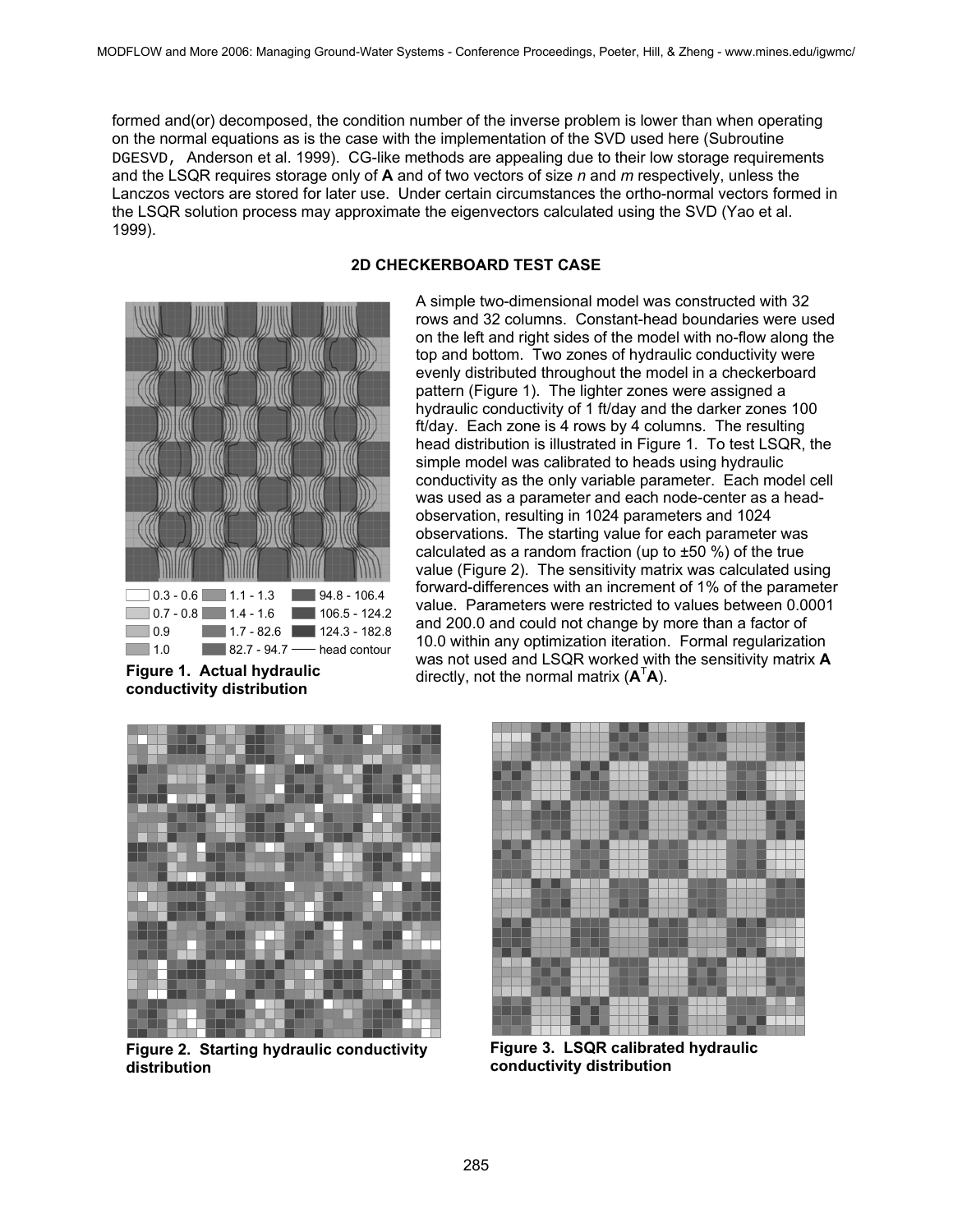formed and(or) decomposed, the condition number of the inverse problem is lower than when operating on the normal equations as is the case with the implementation of the SVD used here (Subroutine DGESVD, Anderson et al. 1999). CG-like methods are appealing due to their low storage requirements and the LSQR requires storage only of **A** and of two vectors of size *n* and *m* respectively, unless the Lanczos vectors are stored for later use. Under certain circumstances the ortho-normal vectors formed in the LSQR solution process may approximate the eigenvectors calculated using the SVD (Yao et al. 1999).

## 2D CHECKERBOARD TEST CASE

| | | |
|---|---|---|
| 0.3 - 0.6 | 1.1 - 1.3 | 94.8 - 106.4 |
| 0.7 - 0.8 | 1.4 - 1.6 | 106.5 - 124.2 |
| 0.9 | 1.7 - 82.6 | 124.3 - 182.8 |
| 1.0 | 82.7 - 94.7 | head contour |

**Figure 1. Actual hydraulic conductivity distribution**

A simple two-dimensional model was constructed with 32 rows and 32 columns. Constant-head boundaries were used on the left and right sides of the model with no-flow along the top and bottom. Two zones of hydraulic conductivity were evenly distributed throughout the model in a checkerboard pattern (Figure 1). The lighter zones were assigned a hydraulic conductivity of 1 ft/day and the darker zones 100 ft/day. Each zone is 4 rows by 4 columns. The resulting head distribution is illustrated in Figure 1. To test LSQR, the simple model was calibrated to heads using hydraulic conductivity as the only variable parameter. Each model cell was used as a parameter and each node-center as a head-observation, resulting in 1024 parameters and 1024 observations. The starting value for each parameter was calculated as a random fraction (up to ±50 %) of the true value (Figure 2). The sensitivity matrix was calculated using forward-differences with an increment of 1% of the parameter value. Parameters were restricted to values between 0.0001 and 200.0 and could not change by more than a factor of 10.0 within any optimization iteration. Formal regularization was not used and LSQR worked with the sensitivity matrix **A** directly, not the normal matrix ($\mathbf{A}^T\mathbf{A}$).

**Figure 2. Starting hydraulic conductivity distribution**

**Figure 3. LSQR calibrated hydraulic conductivity distribution**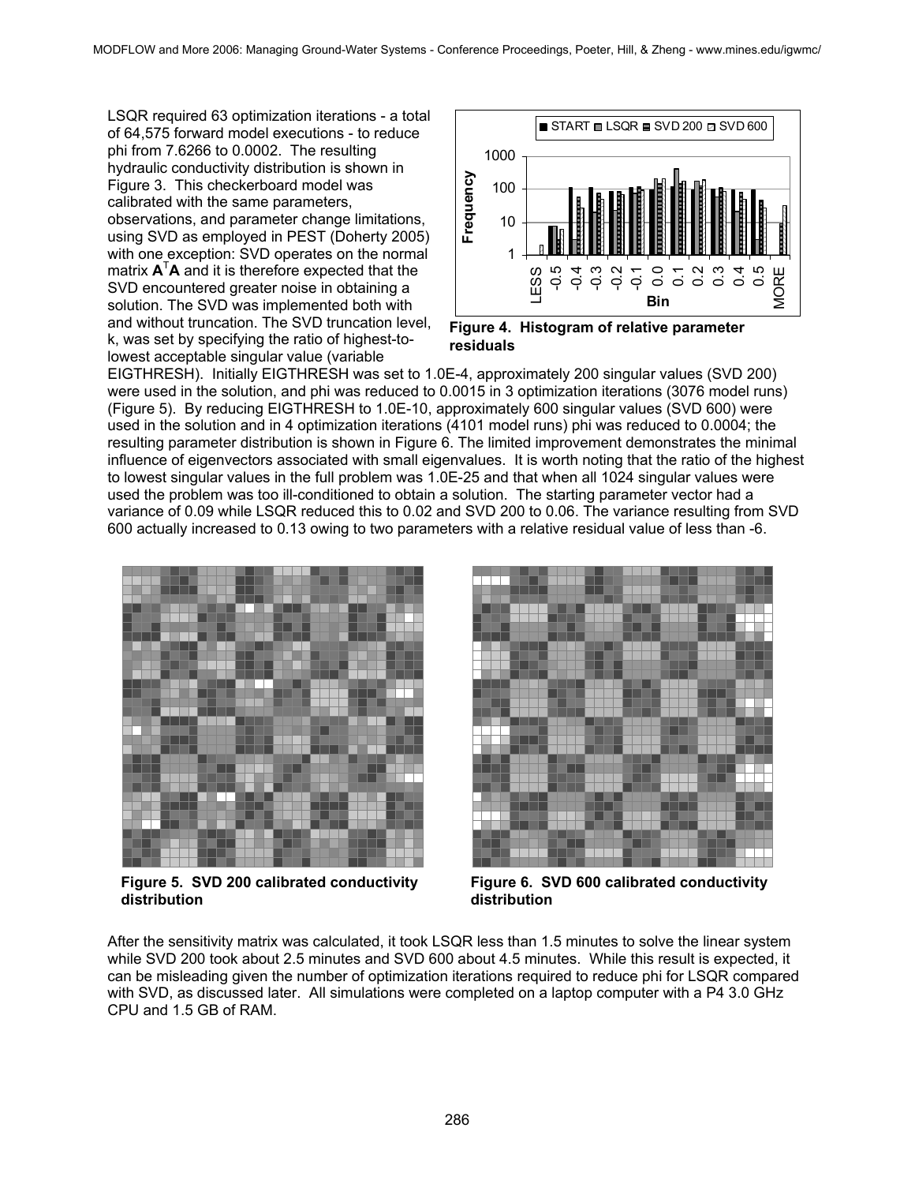LSQR required 63 optimization iterations - a total of 64,575 forward model executions - to reduce phi from 7.6266 to 0.0002. The resulting hydraulic conductivity distribution is shown in Figure 3. This checkerboard model was calibrated with the same parameters, observations, and parameter change limitations, using SVD as employed in PEST (Doherty 2005) with one exception: SVD operates on the normal matrix $\mathbf{A}^T\mathbf{A}$ and it is therefore expected that the SVD encountered greater noise in obtaining a solution. The SVD was implemented both with and without truncation. The SVD truncation level, k, was set by specifying the ratio of highest-to-lowest acceptable singular value (variable EIGTHRESH). Initially EIGTHRESH was set to 1.0E-4, approximately 200 singular values (SVD 200) were used in the solution, and phi was reduced to 0.0015 in 3 optimization iterations (3076 model runs) (Figure 5). By reducing EIGTHRESH to 1.0E-10, approximately 600 singular values (SVD 600) were used in the solution and in 4 optimization iterations (4101 model runs) phi was reduced to 0.0004; the resulting parameter distribution is shown in Figure 6. The limited improvement demonstrates the minimal influence of eigenvectors associated with small eigenvalues. It is worth noting that the ratio of the highest to lowest singular values in the full problem was 1.0E-25 and that when all 1024 singular values were used the problem was too ill-conditioned to obtain a solution. The starting parameter vector had a variance of 0.09 while LSQR reduced this to 0.02 and SVD 200 to 0.06. The variance resulting from SVD 600 actually increased to 0.13 owing to two parameters with a relative residual value of less than -6.

**Figure 4. Histogram of relative parameter residuals**

**Figure 5. SVD 200 calibrated conductivity distribution**

**Figure 6. SVD 600 calibrated conductivity distribution**

After the sensitivity matrix was calculated, it took LSQR less than 1.5 minutes to solve the linear system while SVD 200 took about 2.5 minutes and SVD 600 about 4.5 minutes. While this result is expected, it can be misleading given the number of optimization iterations required to reduce phi for LSQR compared with SVD, as discussed later. All simulations were completed on a laptop computer with a P4 3.0 GHz CPU and 1.5 GB of RAM.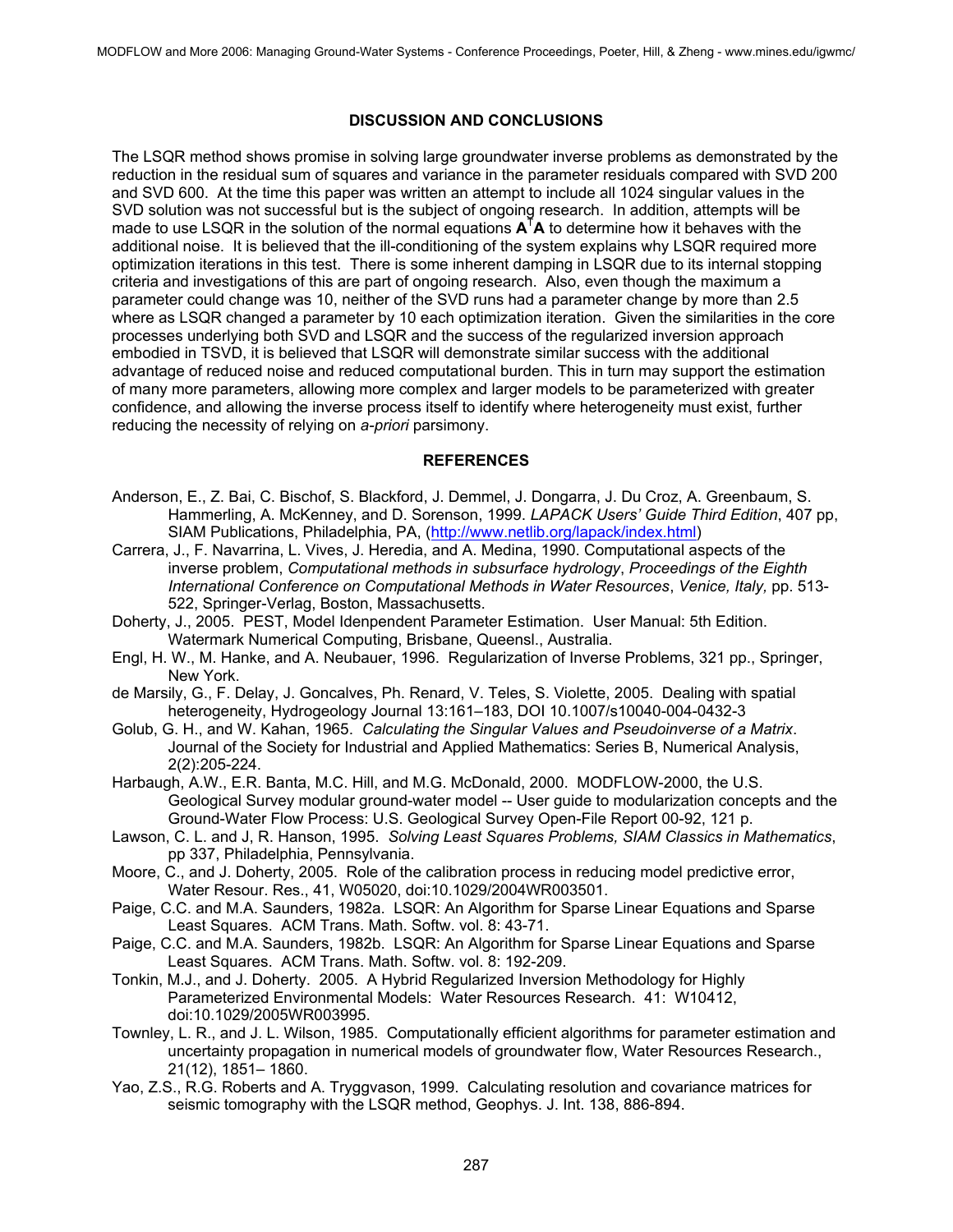## DISCUSSION AND CONCLUSIONS

The LSQR method shows promise in solving large groundwater inverse problems as demonstrated by the reduction in the residual sum of squares and variance in the parameter residuals compared with SVD 200 and SVD 600. At the time this paper was written an attempt to include all 1024 singular values in the SVD solution was not successful but is the subject of ongoing research. In addition, attempts will be made to use LSQR in the solution of the normal equations $\mathbf{A}^T\mathbf{A}$ to determine how it behaves with the additional noise. It is believed that the ill-conditioning of the system explains why LSQR required more optimization iterations in this test. There is some inherent damping in LSQR due to its internal stopping criteria and investigations of this are part of ongoing research. Also, even though the maximum a parameter could change was 10, neither of the SVD runs had a parameter change by more than 2.5 where as LSQR changed a parameter by 10 each optimization iteration. Given the similarities in the core processes underlying both SVD and LSQR and the success of the regularized inversion approach embodied in TSVD, it is believed that LSQR will demonstrate similar success with the additional advantage of reduced noise and reduced computational burden. This in turn may support the estimation of many more parameters, allowing more complex and larger models to be parameterized with greater confidence, and allowing the inverse process itself to identify where heterogeneity must exist, further reducing the necessity of relying on *a-priori* parsimony.

## REFERENCES

Anderson, E., Z. Bai, C. Bischof, S. Blackford, J. Demmel, J. Dongarra, J. Du Croz, A. Greenbaum, S. Hammerling, A. McKenney, and D. Sorenson, 1999. *LAPACK Users' Guide Third Edition*, 407 pp, SIAM Publications, Philadelphia, PA, (http://www.netlib.org/lapack/index.html)

Carrera, J., F. Navarrina, L. Vives, J. Heredia, and A. Medina, 1990. Computational aspects of the inverse problem, *Computational methods in subsurface hydrology*, *Proceedings of the Eighth International Conference on Computational Methods in Water Resources*, *Venice, Italy,* pp. 513-522, Springer-Verlag, Boston, Massachusetts.

Doherty, J., 2005. PEST, Model Idenpendent Parameter Estimation. User Manual: 5th Edition. Watermark Numerical Computing, Brisbane, Queensl., Australia.

Engl, H. W., M. Hanke, and A. Neubauer, 1996. Regularization of Inverse Problems, 321 pp., Springer, New York.

de Marsily, G., F. Delay, J. Goncalves, Ph. Renard, V. Teles, S. Violette, 2005. Dealing with spatial heterogeneity, Hydrogeology Journal 13:161–183, DOI 10.1007/s10040-004-0432-3

Golub, G. H., and W. Kahan, 1965. *Calculating the Singular Values and Pseudoinverse of a Matrix*. Journal of the Society for Industrial and Applied Mathematics: Series B, Numerical Analysis, 2(2):205-224.

Harbaugh, A.W., E.R. Banta, M.C. Hill, and M.G. McDonald, 2000. MODFLOW-2000, the U.S. Geological Survey modular ground-water model -- User guide to modularization concepts and the Ground-Water Flow Process: U.S. Geological Survey Open-File Report 00-92, 121 p.

Lawson, C. L. and J, R. Hanson, 1995. *Solving Least Squares Problems, SIAM Classics in Mathematics*, pp 337, Philadelphia, Pennsylvania.

Moore, C., and J. Doherty, 2005. Role of the calibration process in reducing model predictive error, Water Resour. Res., 41, W05020, doi:10.1029/2004WR003501.

Paige, C.C. and M.A. Saunders, 1982a. LSQR: An Algorithm for Sparse Linear Equations and Sparse Least Squares. ACM Trans. Math. Softw. vol. 8: 43-71.

Paige, C.C. and M.A. Saunders, 1982b. LSQR: An Algorithm for Sparse Linear Equations and Sparse Least Squares. ACM Trans. Math. Softw. vol. 8: 192-209.

Tonkin, M.J., and J. Doherty. 2005. A Hybrid Regularized Inversion Methodology for Highly Parameterized Environmental Models: Water Resources Research. 41: W10412, doi:10.1029/2005WR003995.

Townley, L. R., and J. L. Wilson, 1985. Computationally efficient algorithms for parameter estimation and uncertainty propagation in numerical models of groundwater flow, Water Resources Research., 21(12), 1851– 1860.

Yao, Z.S., R.G. Roberts and A. Tryggvason, 1999. Calculating resolution and covariance matrices for seismic tomography with the LSQR method, Geophys. J. Int. 138, 886-894.